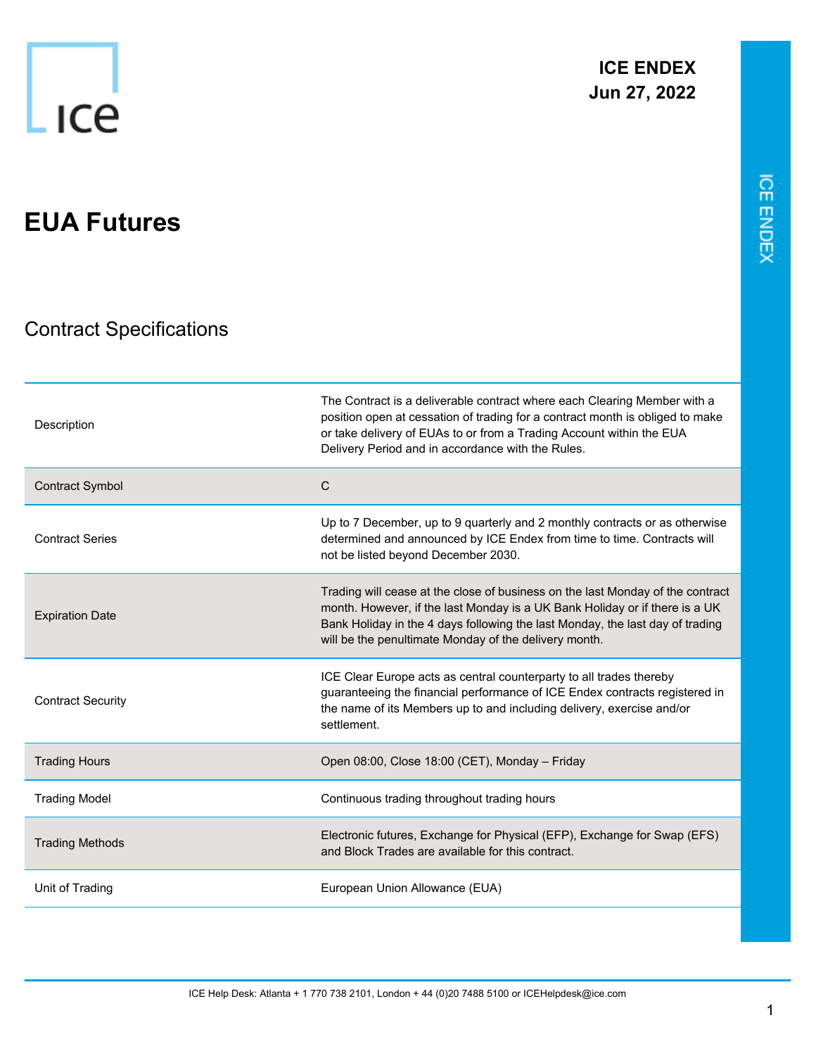ICE ENDEX
Jun 27, 2022

# EUA Futures

## Contract Specifications

| | |
|---|---|
| Description | The Contract is a deliverable contract where each Clearing Member with a position open at cessation of trading for a contract month is obliged to make or take delivery of EUAs to or from a Trading Account within the EUA Delivery Period and in accordance with the Rules. |
| Contract Symbol | C |
| Contract Series | Up to 7 December, up to 9 quarterly and 2 monthly contracts or as otherwise determined and announced by ICE Endex from time to time. Contracts will not be listed beyond December 2030. |
| Expiration Date | Trading will cease at the close of business on the last Monday of the contract month. However, if the last Monday is a UK Bank Holiday or if there is a UK Bank Holiday in the 4 days following the last Monday, the last day of trading will be the penultimate Monday of the delivery month. |
| Contract Security | ICE Clear Europe acts as central counterparty to all trades thereby guaranteeing the financial performance of ICE Endex contracts registered in the name of its Members up to and including delivery, exercise and/or settlement. |
| Trading Hours | Open 08:00, Close 18:00 (CET), Monday – Friday |
| Trading Model | Continuous trading throughout trading hours |
| Trading Methods | Electronic futures, Exchange for Physical (EFP), Exchange for Swap (EFS) and Block Trades are available for this contract. |
| Unit of Trading | European Union Allowance (EUA) |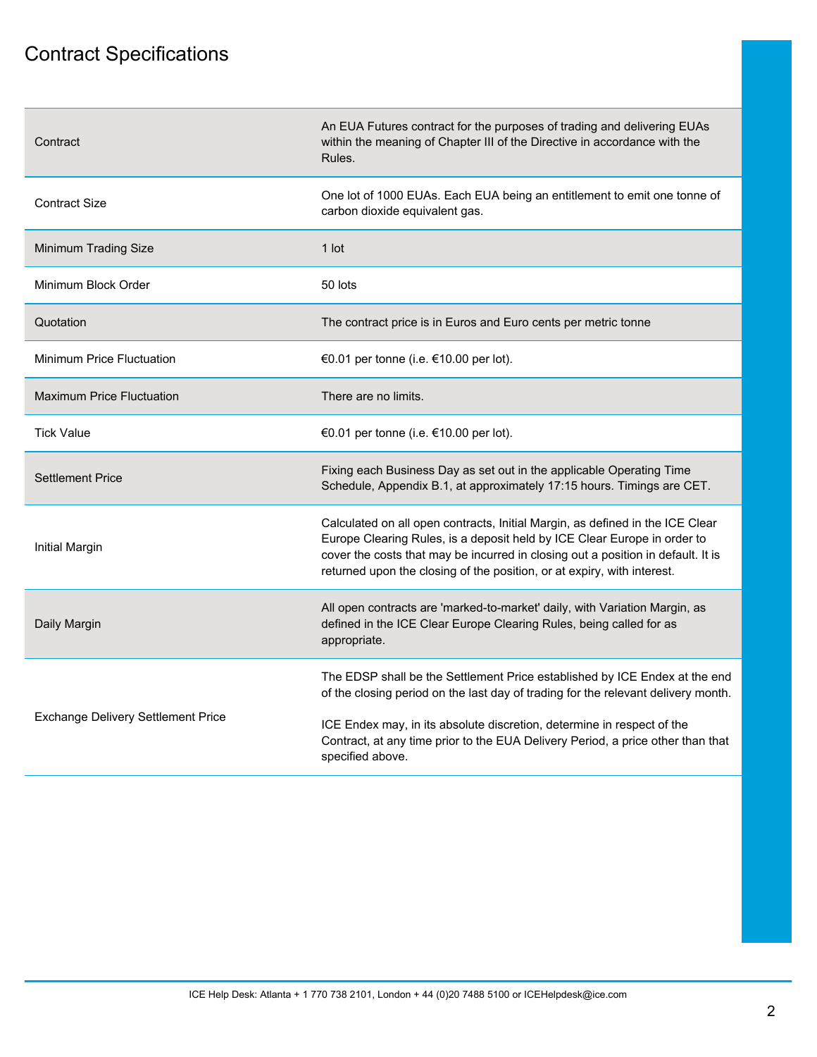# Contract Specifications

| | |
|---|---|
| Contract | An EUA Futures contract for the purposes of trading and delivering EUAs within the meaning of Chapter III of the Directive in accordance with the Rules. |
| Contract Size | One lot of 1000 EUAs. Each EUA being an entitlement to emit one tonne of carbon dioxide equivalent gas. |
| Minimum Trading Size | 1 lot |
| Minimum Block Order | 50 lots |
| Quotation | The contract price is in Euros and Euro cents per metric tonne |
| Minimum Price Fluctuation | €0.01 per tonne (i.e. €10.00 per lot). |
| Maximum Price Fluctuation | There are no limits. |
| Tick Value | €0.01 per tonne (i.e. €10.00 per lot). |
| Settlement Price | Fixing each Business Day as set out in the applicable Operating Time Schedule, Appendix B.1, at approximately 17:15 hours. Timings are CET. |
| Initial Margin | Calculated on all open contracts, Initial Margin, as defined in the ICE Clear Europe Clearing Rules, is a deposit held by ICE Clear Europe in order to cover the costs that may be incurred in closing out a position in default. It is returned upon the closing of the position, or at expiry, with interest. |
| Daily Margin | All open contracts are 'marked-to-market' daily, with Variation Margin, as defined in the ICE Clear Europe Clearing Rules, being called for as appropriate. |
| Exchange Delivery Settlement Price | The EDSP shall be the Settlement Price established by ICE Endex at the end of the closing period on the last day of trading for the relevant delivery month.<br><br>ICE Endex may, in its absolute discretion, determine in respect of the Contract, at any time prior to the EUA Delivery Period, a price other than that specified above. |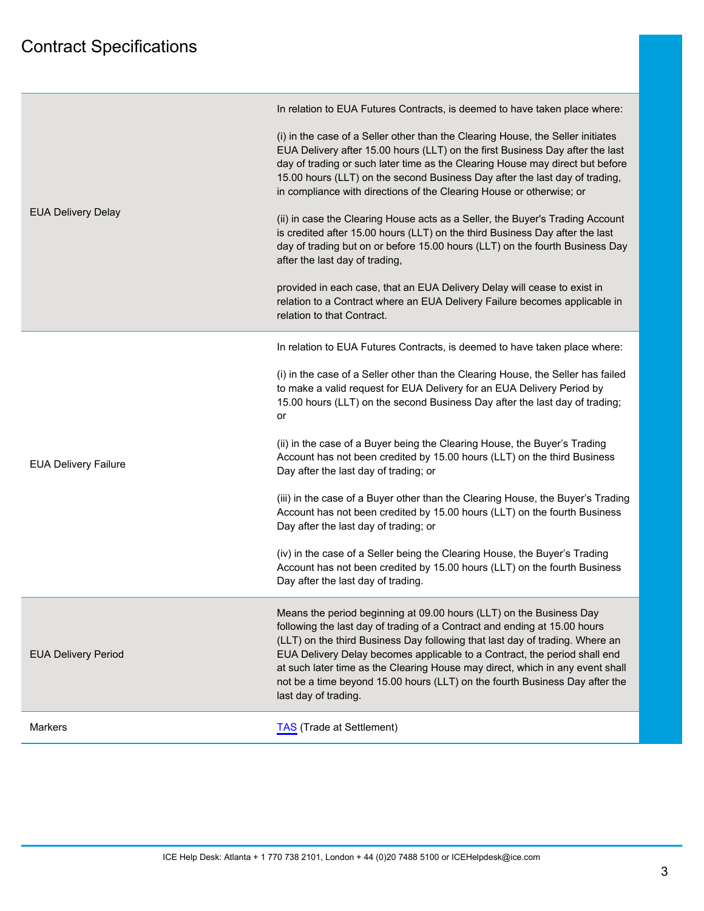# Contract Specifications

| | |
|---|---|
| EUA Delivery Delay | In relation to EUA Futures Contracts, is deemed to have taken place where:<br><br>(i) in the case of a Seller other than the Clearing House, the Seller initiates EUA Delivery after 15.00 hours (LLT) on the first Business Day after the last day of trading or such later time as the Clearing House may direct but before 15.00 hours (LLT) on the second Business Day after the last day of trading, in compliance with directions of the Clearing House or otherwise; or<br><br>(ii) in case the Clearing House acts as a Seller, the Buyer's Trading Account is credited after 15.00 hours (LLT) on the third Business Day after the last day of trading but on or before 15.00 hours (LLT) on the fourth Business Day after the last day of trading,<br><br>provided in each case, that an EUA Delivery Delay will cease to exist in relation to a Contract where an EUA Delivery Failure becomes applicable in relation to that Contract. |
| EUA Delivery Failure | In relation to EUA Futures Contracts, is deemed to have taken place where:<br><br>(i) in the case of a Seller other than the Clearing House, the Seller has failed to make a valid request for EUA Delivery for an EUA Delivery Period by 15.00 hours (LLT) on the second Business Day after the last day of trading; or<br><br>(ii) in the case of a Buyer being the Clearing House, the Buyer's Trading Account has not been credited by 15.00 hours (LLT) on the third Business Day after the last day of trading; or<br><br>(iii) in the case of a Buyer other than the Clearing House, the Buyer's Trading Account has not been credited by 15.00 hours (LLT) on the fourth Business Day after the last day of trading; or<br><br>(iv) in the case of a Seller being the Clearing House, the Buyer's Trading Account has not been credited by 15.00 hours (LLT) on the fourth Business Day after the last day of trading. |
| EUA Delivery Period | Means the period beginning at 09.00 hours (LLT) on the Business Day following the last day of trading of a Contract and ending at 15.00 hours (LLT) on the third Business Day following that last day of trading. Where an EUA Delivery Delay becomes applicable to a Contract, the period shall end at such later time as the Clearing House may direct, which in any event shall not be a time beyond 15.00 hours (LLT) on the fourth Business Day after the last day of trading. |
| Markers | TAS (Trade at Settlement) |

ICE Help Desk: Atlanta + 1 770 738 2101, London + 44 (0)20 7488 5100 or ICEHelpdesk@ice.com